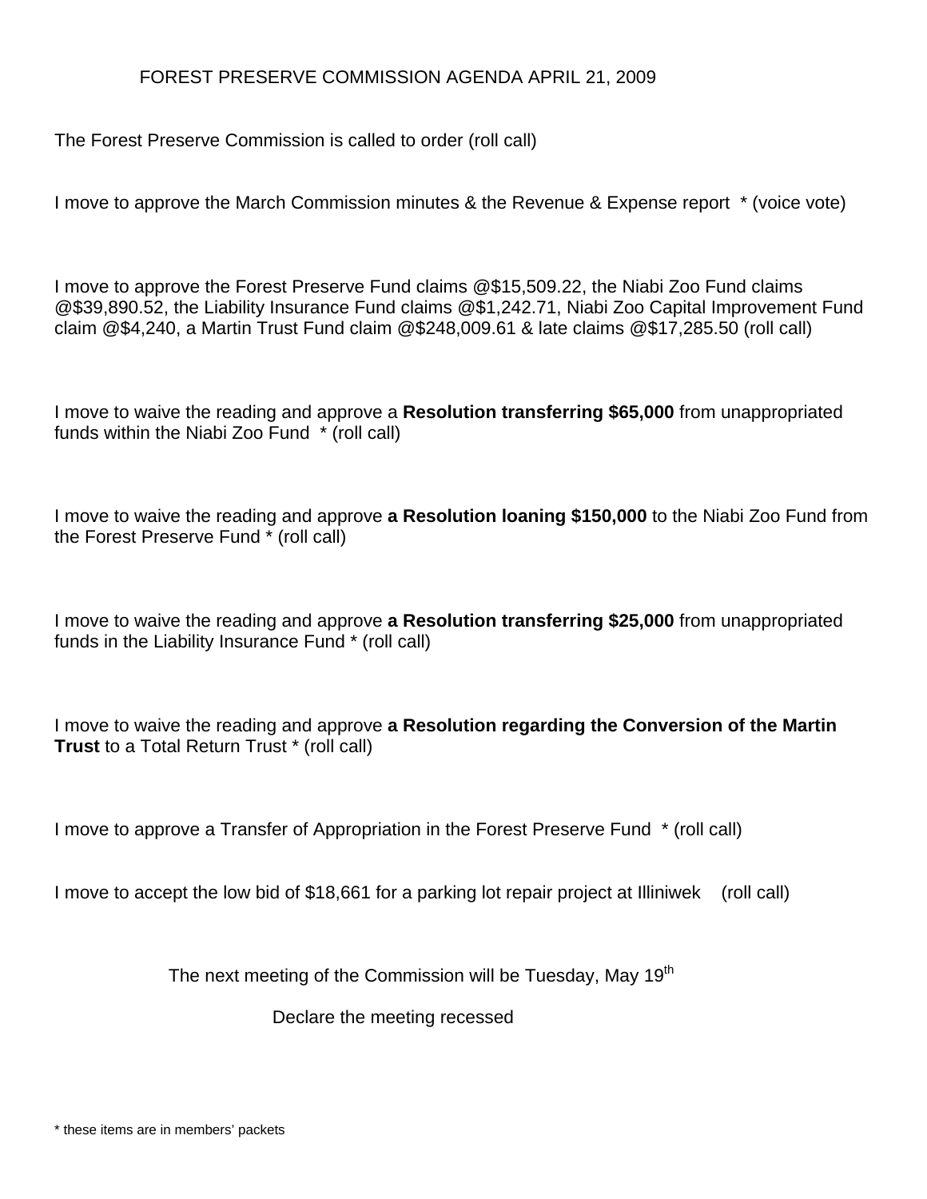# FOREST PRESERVE COMMISSION AGENDA APRIL 21, 2009

The Forest Preserve Commission is called to order (roll call)

I move to approve the March Commission minutes & the Revenue & Expense report * (voice vote)

I move to approve the Forest Preserve Fund claims @$15,509.22, the Niabi Zoo Fund claims @$39,890.52, the Liability Insurance Fund claims @$1,242.71, Niabi Zoo Capital Improvement Fund claim @$4,240, a Martin Trust Fund claim @$248,009.61 & late claims @$17,285.50 (roll call)

I move to waive the reading and approve a **Resolution transferring $65,000** from unappropriated funds within the Niabi Zoo Fund * (roll call)

I move to waive the reading and approve **a Resolution loaning $150,000** to the Niabi Zoo Fund from the Forest Preserve Fund * (roll call)

I move to waive the reading and approve **a Resolution transferring $25,000** from unappropriated funds in the Liability Insurance Fund * (roll call)

I move to waive the reading and approve **a Resolution regarding the Conversion of the Martin Trust** to a Total Return Trust * (roll call)

I move to approve a Transfer of Appropriation in the Forest Preserve Fund * (roll call)

I move to accept the low bid of $18,661 for a parking lot repair project at Illiniwek (roll call)

The next meeting of the Commission will be Tuesday, May 19th

Declare the meeting recessed

* these items are in members' packets